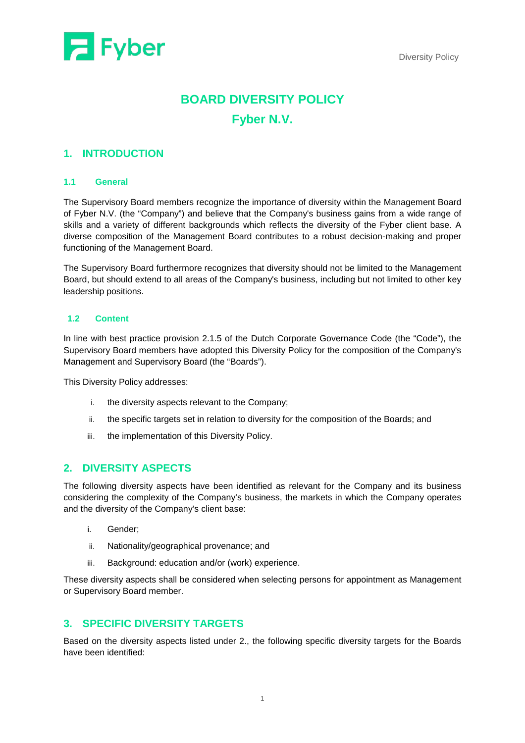# BOARD DIVERSITY POLICY

# Fyber N.V.

## 1. INTRODUCTION

### 1.1 General

The Supervisory Board members recognize the importance of diversity within the Management Board of Fyber N.V. (the "Company") and believe that the Company's business gains from a wide range of skills and a variety of different backgrounds which reflects the diversity of the Fyber client base. A diverse composition of the Management Board contributes to a robust decision-making and proper functioning of the Management Board.

The Supervisory Board furthermore recognizes that diversity should not be limited to the Management Board, but should extend to all areas of the Company's business, including but not limited to other key leadership positions.

### 1.2 Content

In line with best practice provision 2.1.5 of the Dutch Corporate Governance Code (the "Code"), the Supervisory Board members have adopted this Diversity Policy for the composition of the Company's Management and Supervisory Board (the "Boards").

This Diversity Policy addresses:

i. the diversity aspects relevant to the Company;

ii. the specific targets set in relation to diversity for the composition of the Boards; and

iii. the implementation of this Diversity Policy.

## 2. DIVERSITY ASPECTS

The following diversity aspects have been identified as relevant for the Company and its business considering the complexity of the Company's business, the markets in which the Company operates and the diversity of the Company's client base:

i. Gender;

ii. Nationality/geographical provenance; and

iii. Background: education and/or (work) experience.

These diversity aspects shall be considered when selecting persons for appointment as Management or Supervisory Board member.

## 3. SPECIFIC DIVERSITY TARGETS

Based on the diversity aspects listed under 2., the following specific diversity targets for the Boards have been identified: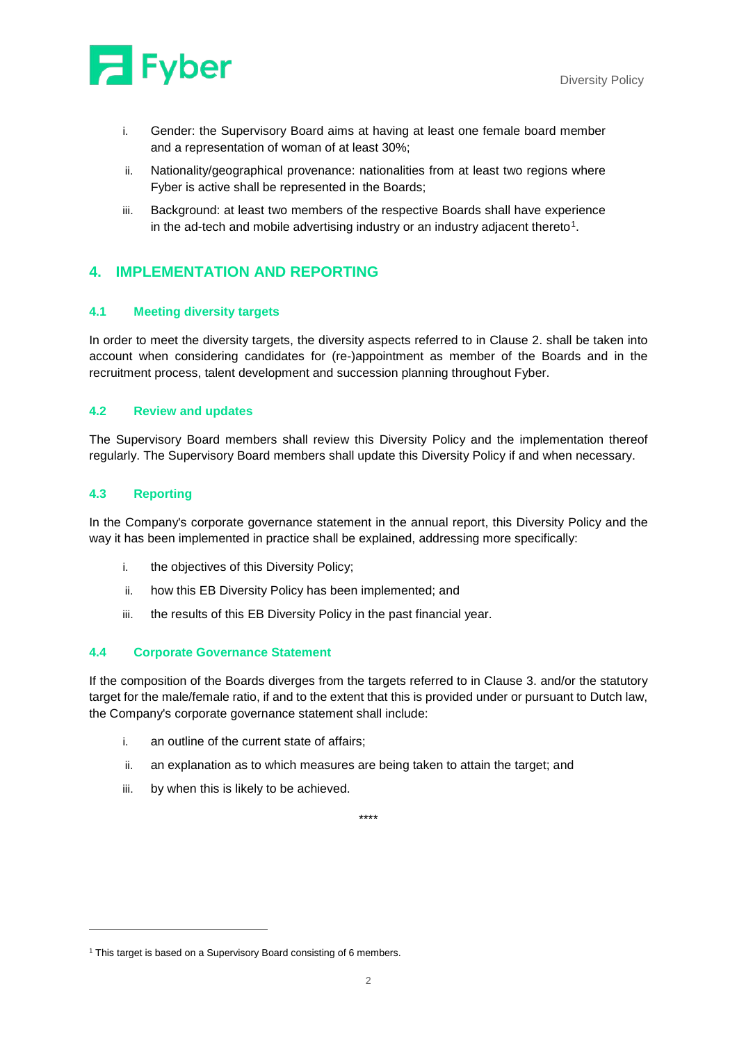i. Gender: the Supervisory Board aims at having at least one female board member and a representation of woman of at least 30%;

ii. Nationality/geographical provenance: nationalities from at least two regions where Fyber is active shall be represented in the Boards;

iii. Background: at least two members of the respective Boards shall have experience in the ad-tech and mobile advertising industry or an industry adjacent thereto[1].

## 4. IMPLEMENTATION AND REPORTING

### 4.1 Meeting diversity targets

In order to meet the diversity targets, the diversity aspects referred to in Clause 2. shall be taken into account when considering candidates for (re-)appointment as member of the Boards and in the recruitment process, talent development and succession planning throughout Fyber.

### 4.2 Review and updates

The Supervisory Board members shall review this Diversity Policy and the implementation thereof regularly. The Supervisory Board members shall update this Diversity Policy if and when necessary.

### 4.3 Reporting

In the Company's corporate governance statement in the annual report, this Diversity Policy and the way it has been implemented in practice shall be explained, addressing more specifically:

i. the objectives of this Diversity Policy;

ii. how this EB Diversity Policy has been implemented; and

iii. the results of this EB Diversity Policy in the past financial year.

### 4.4 Corporate Governance Statement

If the composition of the Boards diverges from the targets referred to in Clause 3. and/or the statutory target for the male/female ratio, if and to the extent that this is provided under or pursuant to Dutch law, the Company's corporate governance statement shall include:

i. an outline of the current state of affairs;

ii. an explanation as to which measures are being taken to attain the target; and

iii. by when this is likely to be achieved.

****

[1] This target is based on a Supervisory Board consisting of 6 members.